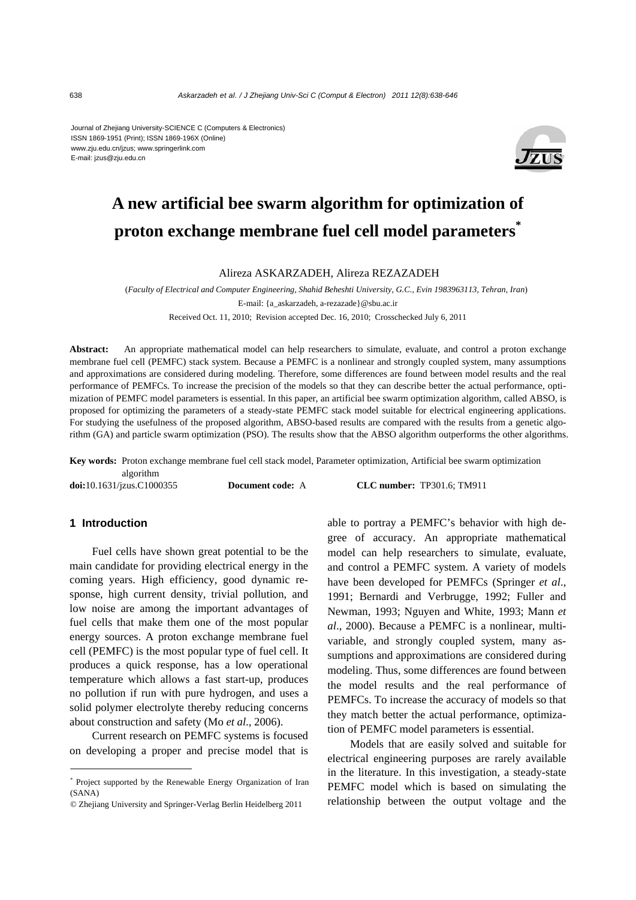Journal of Zhejiang University-SCIENCE C (Computers & Electronics)
ISSN 1869-1951 (Print); ISSN 1869-196X (Online)
www.zju.edu.cn/jzus; www.springerlink.com
E-mail: jzus@zju.edu.cn

# A new artificial bee swarm algorithm for optimization of proton exchange membrane fuel cell model parameters*

Alireza ASKARZADEH, Alireza REZAZADEH

(*Faculty of Electrical and Computer Engineering, Shahid Beheshti University, G.C., Evin 1983963113, Tehran, Iran*)

E-mail: {a_askarzadeh, a-rezazade}@sbu.ac.ir

Received Oct. 11, 2010; Revision accepted Dec. 16, 2010; Crosschecked July 6, 2011

**Abstract:** An appropriate mathematical model can help researchers to simulate, evaluate, and control a proton exchange membrane fuel cell (PEMFC) stack system. Because a PEMFC is a nonlinear and strongly coupled system, many assumptions and approximations are considered during modeling. Therefore, some differences are found between model results and the real performance of PEMFCs. To increase the precision of the models so that they can describe better the actual performance, optimization of PEMFC model parameters is essential. In this paper, an artificial bee swarm optimization algorithm, called ABSO, is proposed for optimizing the parameters of a steady-state PEMFC stack model suitable for electrical engineering applications. For studying the usefulness of the proposed algorithm, ABSO-based results are compared with the results from a genetic algorithm (GA) and particle swarm optimization (PSO). The results show that the ABSO algorithm outperforms the other algorithms.

**Key words:** Proton exchange membrane fuel cell stack model, Parameter optimization, Artificial bee swarm optimization algorithm

**doi:**10.1631/jzus.C1000355 **Document code:** A **CLC number:** TP301.6; TM911

## 1 Introduction

Fuel cells have shown great potential to be the main candidate for providing electrical energy in the coming years. High efficiency, good dynamic response, high current density, trivial pollution, and low noise are among the important advantages of fuel cells that make them one of the most popular energy sources. A proton exchange membrane fuel cell (PEMFC) is the most popular type of fuel cell. It produces a quick response, has a low operational temperature which allows a fast start-up, produces no pollution if run with pure hydrogen, and uses a solid polymer electrolyte thereby reducing concerns about construction and safety (Mo *et al*., 2006).

Current research on PEMFC systems is focused on developing a proper and precise model that is able to portray a PEMFC's behavior with high degree of accuracy. An appropriate mathematical model can help researchers to simulate, evaluate, and control a PEMFC system. A variety of models have been developed for PEMFCs (Springer *et al*., 1991; Bernardi and Verbrugge, 1992; Fuller and Newman, 1993; Nguyen and White, 1993; Mann *et al*., 2000). Because a PEMFC is a nonlinear, multivariable, and strongly coupled system, many assumptions and approximations are considered during modeling. Thus, some differences are found between the model results and the real performance of PEMFCs. To increase the accuracy of models so that they match better the actual performance, optimization of PEMFC model parameters is essential.

Models that are easily solved and suitable for electrical engineering purposes are rarely available in the literature. In this investigation, a steady-state PEMFC model which is based on simulating the relationship between the output voltage and the

---

* Project supported by the Renewable Energy Organization of Iran (SANA)

© Zhejiang University and Springer-Verlag Berlin Heidelberg 2011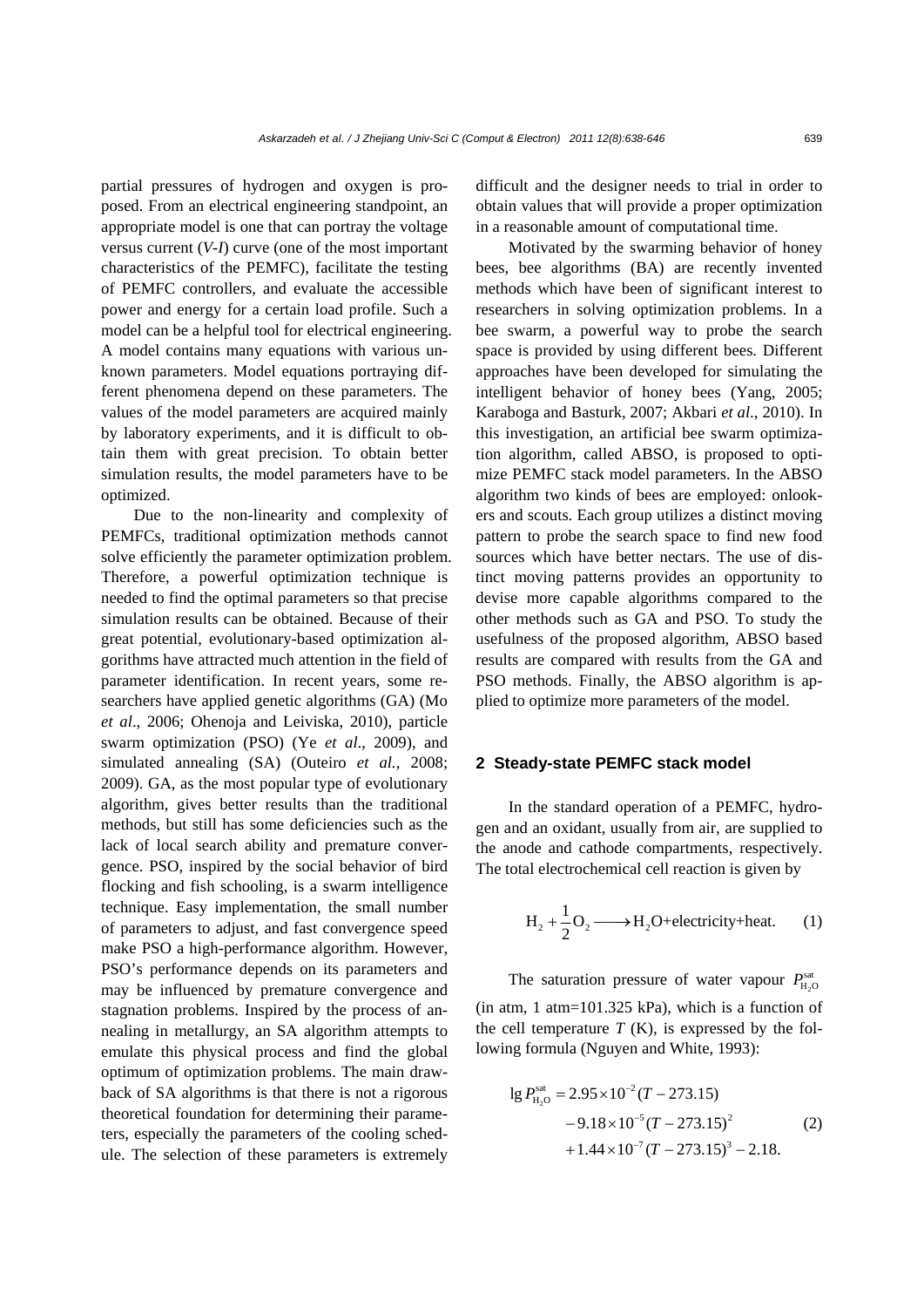partial pressures of hydrogen and oxygen is proposed. From an electrical engineering standpoint, an appropriate model is one that can portray the voltage versus current (*V*-*I*) curve (one of the most important characteristics of the PEMFC), facilitate the testing of PEMFC controllers, and evaluate the accessible power and energy for a certain load profile. Such a model can be a helpful tool for electrical engineering. A model contains many equations with various unknown parameters. Model equations portraying different phenomena depend on these parameters. The values of the model parameters are acquired mainly by laboratory experiments, and it is difficult to obtain them with great precision. To obtain better simulation results, the model parameters have to be optimized.

Due to the non-linearity and complexity of PEMFCs, traditional optimization methods cannot solve efficiently the parameter optimization problem. Therefore, a powerful optimization technique is needed to find the optimal parameters so that precise simulation results can be obtained. Because of their great potential, evolutionary-based optimization algorithms have attracted much attention in the field of parameter identification. In recent years, some researchers have applied genetic algorithms (GA) (Mo *et al*., 2006; Ohenoja and Leiviska, 2010), particle swarm optimization (PSO) (Ye *et al*., 2009), and simulated annealing (SA) (Outeiro *et al.*, 2008; 2009). GA, as the most popular type of evolutionary algorithm, gives better results than the traditional methods, but still has some deficiencies such as the lack of local search ability and premature convergence. PSO, inspired by the social behavior of bird flocking and fish schooling, is a swarm intelligence technique. Easy implementation, the small number of parameters to adjust, and fast convergence speed make PSO a high-performance algorithm. However, PSO's performance depends on its parameters and may be influenced by premature convergence and stagnation problems. Inspired by the process of annealing in metallurgy, an SA algorithm attempts to emulate this physical process and find the global optimum of optimization problems. The main drawback of SA algorithms is that there is not a rigorous theoretical foundation for determining their parameters, especially the parameters of the cooling schedule. The selection of these parameters is extremely difficult and the designer needs to trial in order to obtain values that will provide a proper optimization in a reasonable amount of computational time.

Motivated by the swarming behavior of honey bees, bee algorithms (BA) are recently invented methods which have been of significant interest to researchers in solving optimization problems. In a bee swarm, a powerful way to probe the search space is provided by using different bees. Different approaches have been developed for simulating the intelligent behavior of honey bees (Yang, 2005; Karaboga and Basturk, 2007; Akbari *et al*., 2010). In this investigation, an artificial bee swarm optimization algorithm, called ABSO, is proposed to optimize PEMFC stack model parameters. In the ABSO algorithm two kinds of bees are employed: onlookers and scouts. Each group utilizes a distinct moving pattern to probe the search space to find new food sources which have better nectars. The use of distinct moving patterns provides an opportunity to devise more capable algorithms compared to the other methods such as GA and PSO. To study the usefulness of the proposed algorithm, ABSO based results are compared with results from the GA and PSO methods. Finally, the ABSO algorithm is applied to optimize more parameters of the model.

## 2 Steady-state PEMFC stack model

In the standard operation of a PEMFC, hydrogen and an oxidant, usually from air, are supplied to the anode and cathode compartments, respectively. The total electrochemical cell reaction is given by

$$H_2 + \frac{1}{2}O_2 \longrightarrow H_2O\text{+electricity+heat.} \tag{1}$$

The saturation pressure of water vapour $P_{H_2O}^{sat}$ (in atm, 1 atm=101.325 kPa), which is a function of the cell temperature $T$ (K), is expressed by the following formula (Nguyen and White, 1993):

$$\begin{aligned}\lg P_{H_2O}^{sat} = & \; 2.95\times10^{-2}(T-273.15) \\ & -9.18\times10^{-5}(T-273.15)^2 \\ & +1.44\times10^{-7}(T-273.15)^3 - 2.18.\end{aligned} \tag{2}$$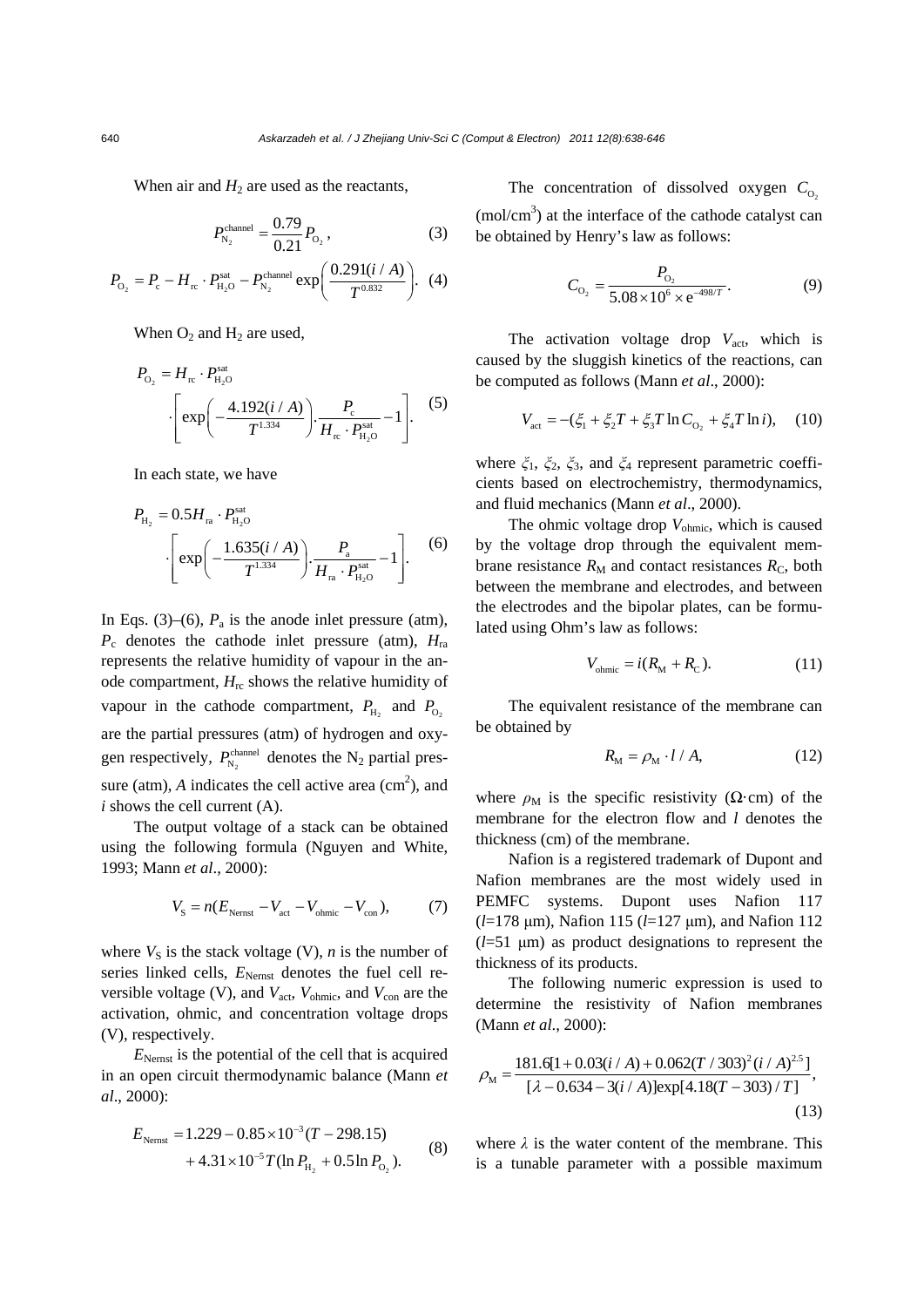When air and $H_2$ are used as the reactants,

$$P_{N_2}^{\text{channel}} = \frac{0.79}{0.21} P_{O_2}, \tag{3}$$

$$P_{O_2} = P_c - H_{rc} \cdot P_{H_2O}^{\text{sat}} - P_{N_2}^{\text{channel}} \exp\left(\frac{0.291(i/A)}{T^{0.832}}\right). \tag{4}$$

When $O_2$ and $H_2$ are used,

$$P_{O_2} = H_{rc} \cdot P_{H_2O}^{\text{sat}} \cdot \left[\exp\left(-\frac{4.192(i/A)}{T^{1.334}}\right) \cdot \frac{P_c}{H_{rc} \cdot P_{H_2O}^{\text{sat}}} - 1\right]. \tag{5}$$

In each state, we have

$$P_{H_2} = 0.5 H_{ra} \cdot P_{H_2O}^{\text{sat}} \cdot \left[\exp\left(-\frac{1.635(i/A)}{T^{1.334}}\right) \cdot \frac{P_a}{H_{ra} \cdot P_{H_2O}^{\text{sat}}} - 1\right]. \tag{6}$$

In Eqs. (3)–(6), $P_a$ is the anode inlet pressure (atm), $P_c$ denotes the cathode inlet pressure (atm), $H_{ra}$ represents the relative humidity of vapour in the anode compartment, $H_{rc}$ shows the relative humidity of vapour in the cathode compartment, $P_{H_2}$ and $P_{O_2}$ are the partial pressures (atm) of hydrogen and oxygen respectively, $P_{N_2}^{\text{channel}}$ denotes the $N_2$ partial pressure (atm), $A$ indicates the cell active area (cm$^2$), and $i$ shows the cell current (A).

The output voltage of a stack can be obtained using the following formula (Nguyen and White, 1993; Mann *et al*., 2000):

$$V_S = n(E_{\text{Nernst}} - V_{\text{act}} - V_{\text{ohmic}} - V_{\text{con}}), \tag{7}$$

where $V_S$ is the stack voltage (V), $n$ is the number of series linked cells, $E_{\text{Nernst}}$ denotes the fuel cell reversible voltage (V), and $V_{\text{act}}$, $V_{\text{ohmic}}$, and $V_{\text{con}}$ are the activation, ohmic, and concentration voltage drops (V), respectively.

$E_{\text{Nernst}}$ is the potential of the cell that is acquired in an open circuit thermodynamic balance (Mann *et al*., 2000):

$$E_{\text{Nernst}} = 1.229 - 0.85\times10^{-3}(T - 298.15) + 4.31\times10^{-5} T(\ln P_{H_2} + 0.5\ln P_{O_2}). \tag{8}$$

The concentration of dissolved oxygen $C_{O_2}$ (mol/cm$^3$) at the interface of the cathode catalyst can be obtained by Henry's law as follows:

$$C_{O_2} = \frac{P_{O_2}}{5.08\times10^6 \times e^{-498/T}}. \tag{9}$$

The activation voltage drop $V_{\text{act}}$, which is caused by the sluggish kinetics of the reactions, can be computed as follows (Mann *et al*., 2000):

$$V_{\text{act}} = -(\xi_1 + \xi_2 T + \xi_3 T \ln C_{O_2} + \xi_4 T \ln i), \tag{10}$$

where $\xi_1$, $\xi_2$, $\xi_3$, and $\xi_4$ represent parametric coefficients based on electrochemistry, thermodynamics, and fluid mechanics (Mann *et al*., 2000).

The ohmic voltage drop $V_{\text{ohmic}}$, which is caused by the voltage drop through the equivalent membrane resistance $R_M$ and contact resistances $R_C$, both between the membrane and electrodes, and between the electrodes and the bipolar plates, can be formulated using Ohm's law as follows:

$$V_{\text{ohmic}} = i(R_M + R_C). \tag{11}$$

The equivalent resistance of the membrane can be obtained by

$$R_M = \rho_M \cdot l / A, \tag{12}$$

where $\rho_M$ is the specific resistivity ($\Omega\cdot$cm) of the membrane for the electron flow and $l$ denotes the thickness (cm) of the membrane.

Nafion is a registered trademark of Dupont and Nafion membranes are the most widely used in PEMFC systems. Dupont uses Nafion 117 ($l$=178 μm), Nafion 115 ($l$=127 μm), and Nafion 112 ($l$=51 μm) as product designations to represent the thickness of its products.

The following numeric expression is used to determine the resistivity of Nafion membranes (Mann *et al*., 2000):

$$\rho_M = \frac{181.6[1 + 0.03(i/A) + 0.062(T/303)^2 (i/A)^{2.5}]}{[\lambda - 0.634 - 3(i/A)]\exp[4.18(T-303)/T]}, \tag{13}$$

where $\lambda$ is the water content of the membrane. This is a tunable parameter with a possible maximum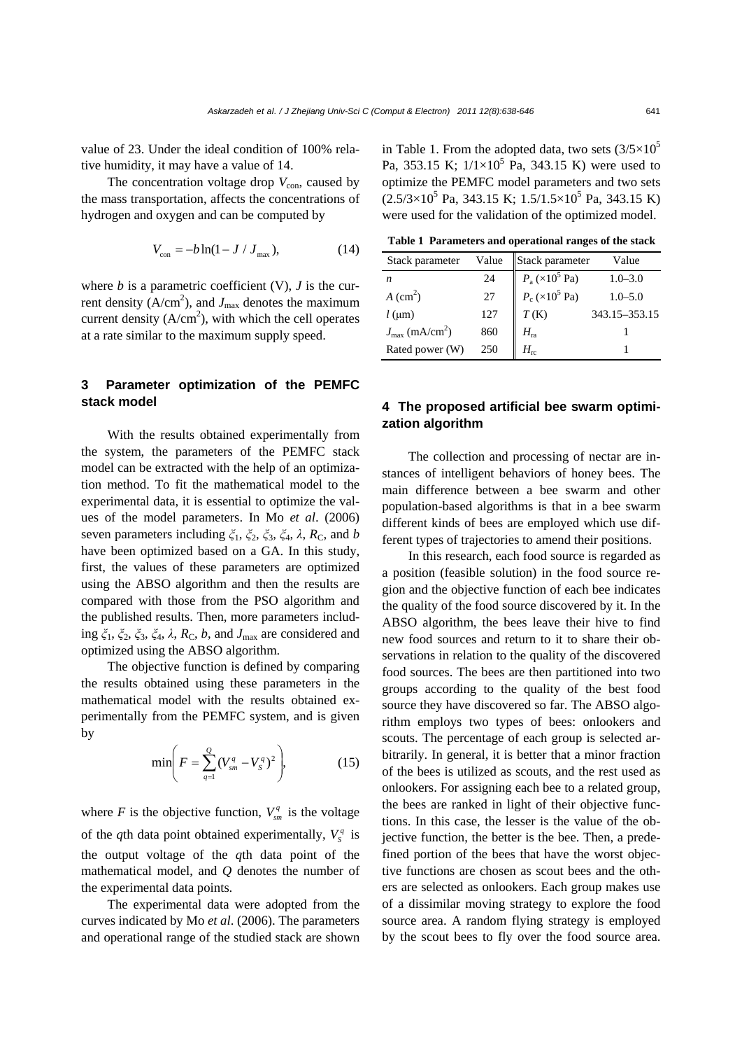value of 23. Under the ideal condition of 100% relative humidity, it may have a value of 14.

The concentration voltage drop $V_{\text{con}}$, caused by the mass transportation, affects the concentrations of hydrogen and oxygen and can be computed by

$$V_{\text{con}} = -b\ln(1 - J / J_{\max}), \tag{14}$$

where $b$ is a parametric coefficient (V), $J$ is the current density (A/cm$^2$), and $J_{\max}$ denotes the maximum current density (A/cm$^2$), with which the cell operates at a rate similar to the maximum supply speed.

## 3 Parameter optimization of the PEMFC stack model

With the results obtained experimentally from the system, the parameters of the PEMFC stack model can be extracted with the help of an optimization method. To fit the mathematical model to the experimental data, it is essential to optimize the values of the model parameters. In Mo *et al*. (2006) seven parameters including $\xi_1$, $\xi_2$, $\xi_3$, $\xi_4$, $\lambda$, $R_C$, and $b$ have been optimized based on a GA. In this study, first, the values of these parameters are optimized using the ABSO algorithm and then the results are compared with those from the PSO algorithm and the published results. Then, more parameters including $\xi_1$, $\xi_2$, $\xi_3$, $\xi_4$, $\lambda$, $R_C$, $b$, and $J_{\max}$ are considered and optimized using the ABSO algorithm.

The objective function is defined by comparing the results obtained using these parameters in the mathematical model with the results obtained experimentally from the PEMFC system, and is given by

$$\min\left(F = \sum_{q=1}^{Q}(V_{sm}^{q} - V_{S}^{q})^2\right), \tag{15}$$

where $F$ is the objective function, $V_{sm}^{q}$ is the voltage of the $q$th data point obtained experimentally, $V_{S}^{q}$ is the output voltage of the $q$th data point of the mathematical model, and $Q$ denotes the number of the experimental data points.

The experimental data were adopted from the curves indicated by Mo *et al*. (2006). The parameters and operational range of the studied stack are shown in Table 1. From the adopted data, two sets ($3/5\times10^5$ Pa, 353.15 K; $1/1\times10^5$ Pa, 343.15 K) were used to optimize the PEMFC model parameters and two sets ($2.5/3\times10^5$ Pa, 343.15 K; $1.5/1.5\times10^5$ Pa, 343.15 K) were used for the validation of the optimized model.

**Table 1 Parameters and operational ranges of the stack**

| Stack parameter | Value | Stack parameter | Value |
|---|---|---|---|
| $n$ | 24 | $P_a$ ($\times10^5$ Pa) | 1.0–3.0 |
| $A$ (cm$^2$) | 27 | $P_c$ ($\times10^5$ Pa) | 1.0–5.0 |
| $l$ (μm) | 127 | $T$ (K) | 343.15–353.15 |
| $J_{\max}$ (mA/cm$^2$) | 860 | $H_{\text{ra}}$ | 1 |
| Rated power (W) | 250 | $H_{\text{rc}}$ | 1 |

## 4 The proposed artificial bee swarm optimization algorithm

The collection and processing of nectar are instances of intelligent behaviors of honey bees. The main difference between a bee swarm and other population-based algorithms is that in a bee swarm different kinds of bees are employed which use different types of trajectories to amend their positions.

In this research, each food source is regarded as a position (feasible solution) in the food source region and the objective function of each bee indicates the quality of the food source discovered by it. In the ABSO algorithm, the bees leave their hive to find new food sources and return to it to share their observations in relation to the quality of the discovered food sources. The bees are then partitioned into two groups according to the quality of the best food source they have discovered so far. The ABSO algorithm employs two types of bees: onlookers and scouts. The percentage of each group is selected arbitrarily. In general, it is better that a minor fraction of the bees is utilized as scouts, and the rest used as onlookers. For assigning each bee to a related group, the bees are ranked in light of their objective functions. In this case, the lesser is the value of the objective function, the better is the bee. Then, a predefined portion of the bees that have the worst objective functions are chosen as scout bees and the others are selected as onlookers. Each group makes use of a dissimilar moving strategy to explore the food source area. A random flying strategy is employed by the scout bees to fly over the food source area.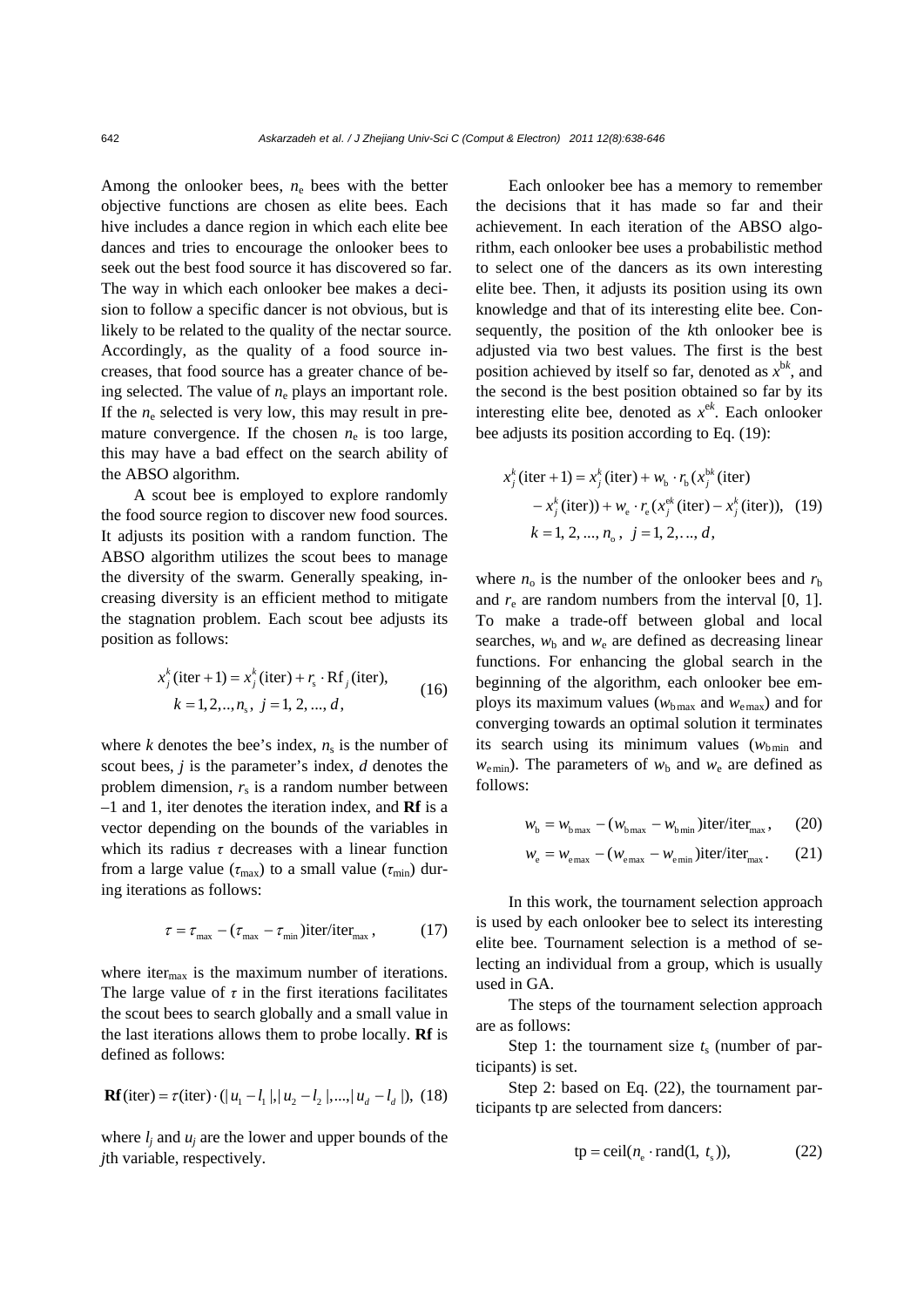Among the onlooker bees, $n_e$ bees with the better objective functions are chosen as elite bees. Each hive includes a dance region in which each elite bee dances and tries to encourage the onlooker bees to seek out the best food source it has discovered so far. The way in which each onlooker bee makes a decision to follow a specific dancer is not obvious, but is likely to be related to the quality of the nectar source. Accordingly, as the quality of a food source increases, that food source has a greater chance of being selected. The value of $n_e$ plays an important role. If the $n_e$ selected is very low, this may result in premature convergence. If the chosen $n_e$ is too large, this may have a bad effect on the search ability of the ABSO algorithm.

A scout bee is employed to explore randomly the food source region to discover new food sources. It adjusts its position with a random function. The ABSO algorithm utilizes the scout bees to manage the diversity of the swarm. Generally speaking, increasing diversity is an efficient method to mitigate the stagnation problem. Each scout bee adjusts its position as follows:

$$x_j^k(\text{iter}+1) = x_j^k(\text{iter}) + r_s \cdot \text{Rf}_j(\text{iter}), \quad k = 1, 2, .., n_s, \; j = 1, 2, ..., d, \tag{16}$$

where $k$ denotes the bee's index, $n_s$ is the number of scout bees, $j$ is the parameter's index, $d$ denotes the problem dimension, $r_s$ is a random number between –1 and 1, iter denotes the iteration index, and $\mathbf{Rf}$ is a vector depending on the bounds of the variables in which its radius $\tau$ decreases with a linear function from a large value ($\tau_{\max}$) to a small value ($\tau_{\min}$) during iterations as follows:

$$\tau = \tau_{\max} - (\tau_{\max} - \tau_{\min})\text{iter}/\text{iter}_{\max}, \tag{17}$$

where $\text{iter}_{\max}$ is the maximum number of iterations. The large value of $\tau$ in the first iterations facilitates the scout bees to search globally and a small value in the last iterations allows them to probe locally. $\mathbf{Rf}$ is defined as follows:

$$\mathbf{Rf}(\text{iter}) = \tau(\text{iter}) \cdot (|u_1 - l_1|, |u_2 - l_2|, ..., |u_d - l_d|), \tag{18}$$

where $l_j$ and $u_j$ are the lower and upper bounds of the $j$th variable, respectively.

Each onlooker bee has a memory to remember the decisions that it has made so far and their achievement. In each iteration of the ABSO algorithm, each onlooker bee uses a probabilistic method to select one of the dancers as its own interesting elite bee. Then, it adjusts its position using its own knowledge and that of its interesting elite bee. Consequently, the position of the $k$th onlooker bee is adjusted via two best values. The first is the best position achieved by itself so far, denoted as $x^{bk}$, and the second is the best position obtained so far by its interesting elite bee, denoted as $x^{ek}$. Each onlooker bee adjusts its position according to Eq. (19):

$$\begin{aligned} x_j^k(\text{iter}+1) = x_j^k(\text{iter}) &+ w_b \cdot r_b(x_j^{bk}(\text{iter}) \\ &- x_j^k(\text{iter})) + w_e \cdot r_e(x_j^{ek}(\text{iter}) - x_j^k(\text{iter})), \\ k = 1, 2, ..., n_o, &\; j = 1, 2, ..., d, \end{aligned} \tag{19}$$

where $n_o$ is the number of the onlooker bees and $r_b$ and $r_e$ are random numbers from the interval [0, 1]. To make a trade-off between global and local searches, $w_b$ and $w_e$ are defined as decreasing linear functions. For enhancing the global search in the beginning of the algorithm, each onlooker bee employs its maximum values ($w_{b\max}$ and $w_{e\max}$) and for converging towards an optimal solution it terminates its search using its minimum values ($w_{b\min}$ and $w_{e\min}$). The parameters of $w_b$ and $w_e$ are defined as follows:

$$w_b = w_{b\max} - (w_{b\max} - w_{b\min})\text{iter}/\text{iter}_{\max}, \tag{20}$$

$$w_e = w_{e\max} - (w_{e\max} - w_{e\min})\text{iter}/\text{iter}_{\max}. \tag{21}$$

In this work, the tournament selection approach is used by each onlooker bee to select its interesting elite bee. Tournament selection is a method of selecting an individual from a group, which is usually used in GA.

The steps of the tournament selection approach are as follows:

Step 1: the tournament size $t_s$ (number of participants) is set.

Step 2: based on Eq. (22), the tournament participants tp are selected from dancers:

$$\text{tp} = \text{ceil}(n_e \cdot \text{rand}(1, t_s)), \tag{22}$$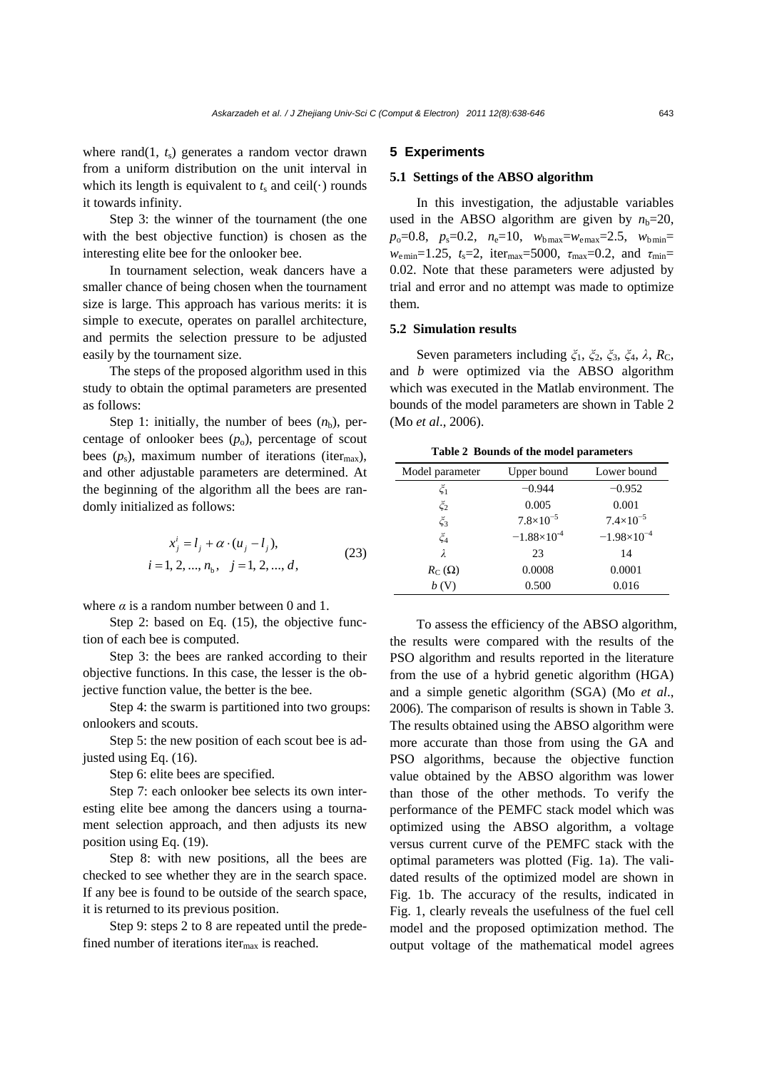where rand(1, $t_s$) generates a random vector drawn from a uniform distribution on the unit interval in which its length is equivalent to $t_s$ and ceil(·) rounds it towards infinity.

Step 3: the winner of the tournament (the one with the best objective function) is chosen as the interesting elite bee for the onlooker bee.

In tournament selection, weak dancers have a smaller chance of being chosen when the tournament size is large. This approach has various merits: it is simple to execute, operates on parallel architecture, and permits the selection pressure to be adjusted easily by the tournament size.

The steps of the proposed algorithm used in this study to obtain the optimal parameters are presented as follows:

Step 1: initially, the number of bees ($n_b$), percentage of onlooker bees ($p_o$), percentage of scout bees ($p_s$), maximum number of iterations ($\text{iter}_{\max}$), and other adjustable parameters are determined. At the beginning of the algorithm all the bees are randomly initialized as follows:

$$x_j^i = l_j + \alpha \cdot (u_j - l_j),\quad i = 1, 2, ..., n_b,\quad j = 1, 2, ..., d, \tag{23}$$

where $\alpha$ is a random number between 0 and 1.

Step 2: based on Eq. (15), the objective function of each bee is computed.

Step 3: the bees are ranked according to their objective functions. In this case, the lesser is the objective function value, the better is the bee.

Step 4: the swarm is partitioned into two groups: onlookers and scouts.

Step 5: the new position of each scout bee is adjusted using Eq. (16).

Step 6: elite bees are specified.

Step 7: each onlooker bee selects its own interesting elite bee among the dancers using a tournament selection approach, and then adjusts its new position using Eq. (19).

Step 8: with new positions, all the bees are checked to see whether they are in the search space. If any bee is found to be outside of the search space, it is returned to its previous position.

Step 9: steps 2 to 8 are repeated until the predefined number of iterations $\text{iter}_{\max}$ is reached.

## 5 Experiments

### 5.1 Settings of the ABSO algorithm

In this investigation, the adjustable variables used in the ABSO algorithm are given by $n_b$=20, $p_o$=0.8, $p_s$=0.2, $n_e$=10, $w_{b\max}$=$w_{e\max}$=2.5, $w_{b\min}$=$w_{e\min}$=1.25, $t_s$=2, $\text{iter}_{\max}$=5000, $\tau_{\max}$=0.2, and $\tau_{\min}$=0.02. Note that these parameters were adjusted by trial and error and no attempt was made to optimize them.

### 5.2 Simulation results

Seven parameters including $\xi_1$, $\xi_2$, $\xi_3$, $\xi_4$, $\lambda$, $R_C$, and $b$ were optimized via the ABSO algorithm which was executed in the Matlab environment. The bounds of the model parameters are shown in Table 2 (Mo *et al*., 2006).

**Table 2 Bounds of the model parameters**

| Model parameter | Upper bound | Lower bound |
|---|---|---|
| $\xi_1$ | −0.944 | −0.952 |
| $\xi_2$ | 0.005 | 0.001 |
| $\xi_3$ | $7.8\times10^{-5}$ | $7.4\times10^{-5}$ |
| $\xi_4$ | $-1.88\times10^{-4}$ | $-1.98\times10^{-4}$ |
| $\lambda$ | 23 | 14 |
| $R_C$ (Ω) | 0.0008 | 0.0001 |
| $b$ (V) | 0.500 | 0.016 |

To assess the efficiency of the ABSO algorithm, the results were compared with the results of the PSO algorithm and results reported in the literature from the use of a hybrid genetic algorithm (HGA) and a simple genetic algorithm (SGA) (Mo *et al*., 2006). The comparison of results is shown in Table 3. The results obtained using the ABSO algorithm were more accurate than those from using the GA and PSO algorithms, because the objective function value obtained by the ABSO algorithm was lower than those of the other methods. To verify the performance of the PEMFC stack model which was optimized using the ABSO algorithm, a voltage versus current curve of the PEMFC stack with the optimal parameters was plotted (Fig. 1a). The validated results of the optimized model are shown in Fig. 1b. The accuracy of the results, indicated in Fig. 1, clearly reveals the usefulness of the fuel cell model and the proposed optimization method. The output voltage of the mathematical model agrees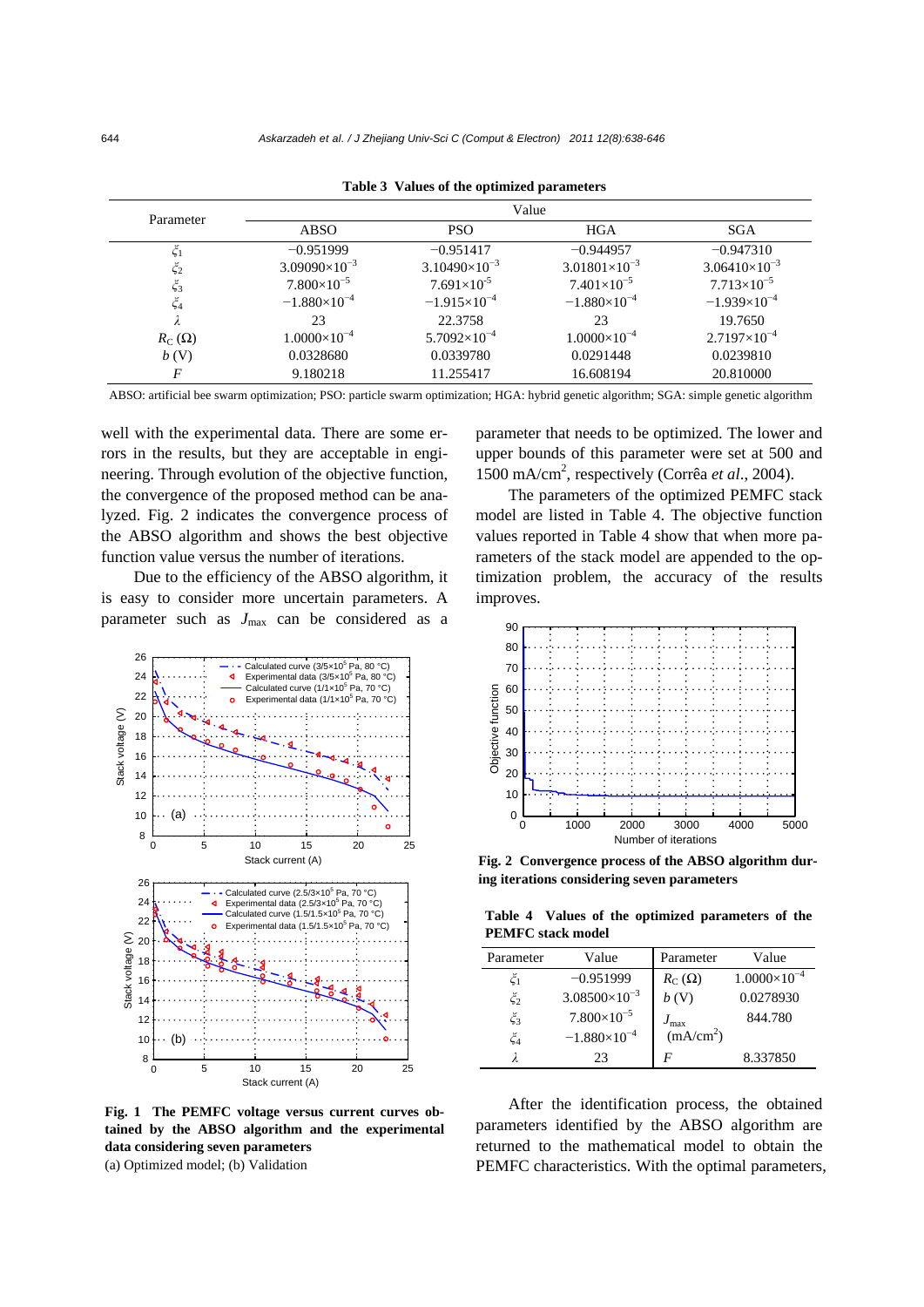**Table 3 Values of the optimized parameters**

| Parameter | Value | | | |
|---|---|---|---|---|
| | ABSO | PSO | HGA | SGA |
| $\xi_1$ | −0.951999 | −0.951417 | −0.944957 | −0.947310 |
| $\xi_2$ | $3.09090\times10^{-3}$ | $3.10490\times10^{-3}$ | $3.01801\times10^{-3}$ | $3.06410\times10^{-3}$ |
| $\xi_3$ | $7.800\times10^{-5}$ | $7.691\times10^{-5}$ | $7.401\times10^{-5}$ | $7.713\times10^{-5}$ |
| $\xi_4$ | $-1.880\times10^{-4}$ | $-1.915\times10^{-4}$ | $-1.880\times10^{-4}$ | $-1.939\times10^{-4}$ |
| $\lambda$ | 23 | 22.3758 | 23 | 19.7650 |
| $R_C$ (Ω) | $1.0000\times10^{-4}$ | $5.7092\times10^{-4}$ | $1.0000\times10^{-4}$ | $2.7197\times10^{-4}$ |
| $b$ (V) | 0.0328680 | 0.0339780 | 0.0291448 | 0.0239810 |
| $F$ | 9.180218 | 11.255417 | 16.608194 | 20.810000 |

ABSO: artificial bee swarm optimization; PSO: particle swarm optimization; HGA: hybrid genetic algorithm; SGA: simple genetic algorithm

well with the experimental data. There are some errors in the results, but they are acceptable in engineering. Through evolution of the objective function, the convergence of the proposed method can be analyzed. Fig. 2 indicates the convergence process of the ABSO algorithm and shows the best objective function value versus the number of iterations.

Due to the efficiency of the ABSO algorithm, it is easy to consider more uncertain parameters. A parameter such as $J_{\max}$ can be considered as a parameter that needs to be optimized. The lower and upper bounds of this parameter were set at 500 and 1500 mA/cm$^2$, respectively (Corrêa *et al*., 2004).

The parameters of the optimized PEMFC stack model are listed in Table 4. The objective function values reported in Table 4 show that when more parameters of the stack model are appended to the optimization problem, the accuracy of the results improves.

**Fig. 1 The PEMFC voltage versus current curves obtained by the ABSO algorithm and the experimental data considering seven parameters**
(a) Optimized model; (b) Validation

**Fig. 2 Convergence process of the ABSO algorithm during iterations considering seven parameters**

**Table 4 Values of the optimized parameters of the PEMFC stack model**

| Parameter | Value | Parameter | Value |
|---|---|---|---|
| $\xi_1$ | −0.951999 | $R_C$ (Ω) | $1.0000\times10^{-4}$ |
| $\xi_2$ | $3.08500\times10^{-3}$ | $b$ (V) | 0.0278930 |
| $\xi_3$ | $7.800\times10^{-5}$ | $J_{\max}$ (mA/cm$^2$) | 844.780 |
| $\xi_4$ | $-1.880\times10^{-4}$ | | |
| $\lambda$ | 23 | $F$ | 8.337850 |

After the identification process, the obtained parameters identified by the ABSO algorithm are returned to the mathematical model to obtain the PEMFC characteristics. With the optimal parameters,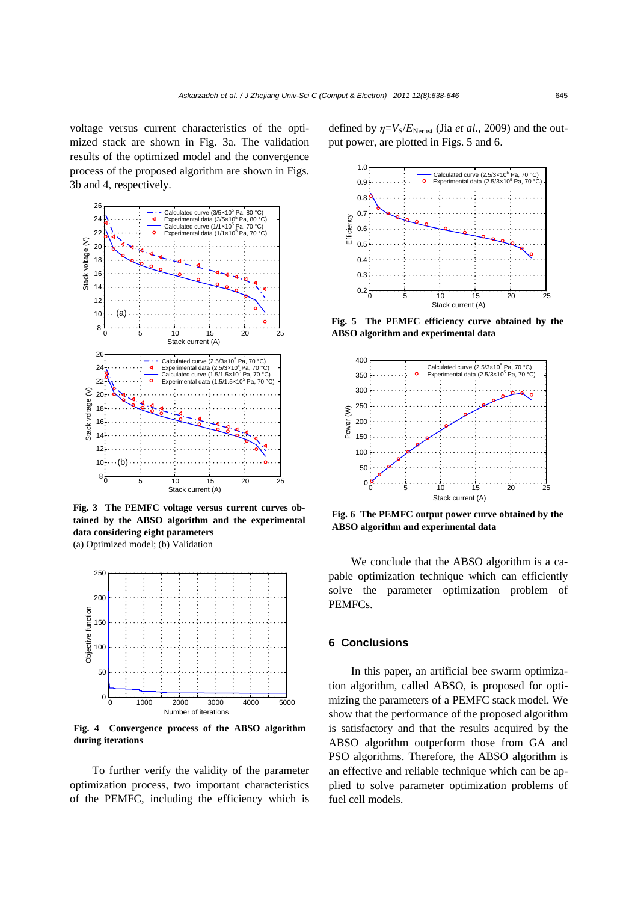voltage versus current characteristics of the optimized stack are shown in Fig. 3a. The validation results of the optimized model and the convergence process of the proposed algorithm are shown in Figs. 3b and 4, respectively.

**Fig. 3 The PEMFC voltage versus current curves obtained by the ABSO algorithm and the experimental data considering eight parameters**
(a) Optimized model; (b) Validation

**Fig. 4 Convergence process of the ABSO algorithm during iterations**

To further verify the validity of the parameter optimization process, two important characteristics of the PEMFC, including the efficiency which is defined by $\eta=V_S/E_{\text{Nernst}}$ (Jia *et al*., 2009) and the output power, are plotted in Figs. 5 and 6.

**Fig. 5 The PEMFC efficiency curve obtained by the ABSO algorithm and experimental data**

**Fig. 6 The PEMFC output power curve obtained by the ABSO algorithm and experimental data**

We conclude that the ABSO algorithm is a capable optimization technique which can efficiently solve the parameter optimization problem of PEMFCs.

## 6 Conclusions

In this paper, an artificial bee swarm optimization algorithm, called ABSO, is proposed for optimizing the parameters of a PEMFC stack model. We show that the performance of the proposed algorithm is satisfactory and that the results acquired by the ABSO algorithm outperform those from GA and PSO algorithms. Therefore, the ABSO algorithm is an effective and reliable technique which can be applied to solve parameter optimization problems of fuel cell models.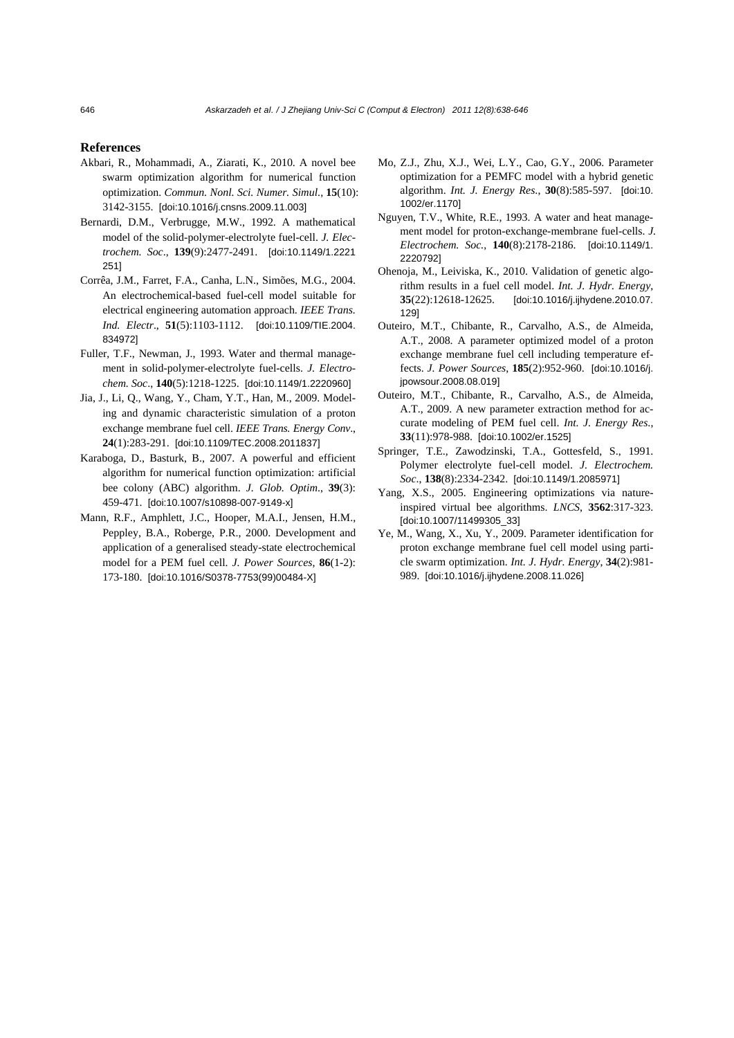## References

Akbari, R., Mohammadi, A., Ziarati, K., 2010. A novel bee swarm optimization algorithm for numerical function optimization. *Commun. Nonl. Sci. Numer. Simul.*, **15**(10): 3142-3155. [doi:10.1016/j.cnsns.2009.11.003]

Bernardi, D.M., Verbrugge, M.W., 1992. A mathematical model of the solid-polymer-electrolyte fuel-cell. *J. Electrochem. Soc.*, **139**(9):2477-2491. [doi:10.1149/1.2221251]

Corrêa, J.M., Farret, F.A., Canha, L.N., Simões, M.G., 2004. An electrochemical-based fuel-cell model suitable for electrical engineering automation approach. *IEEE Trans. Ind. Electr.*, **51**(5):1103-1112. [doi:10.1109/TIE.2004.834972]

Fuller, T.F., Newman, J., 1993. Water and thermal management in solid-polymer-electrolyte fuel-cells. *J. Electrochem. Soc.*, **140**(5):1218-1225. [doi:10.1149/1.2220960]

Jia, J., Li, Q., Wang, Y., Cham, Y.T., Han, M., 2009. Modeling and dynamic characteristic simulation of a proton exchange membrane fuel cell. *IEEE Trans. Energy Conv.*, **24**(1):283-291. [doi:10.1109/TEC.2008.2011837]

Karaboga, D., Basturk, B., 2007. A powerful and efficient algorithm for numerical function optimization: artificial bee colony (ABC) algorithm. *J. Glob. Optim.*, **39**(3): 459-471. [doi:10.1007/s10898-007-9149-x]

Mann, R.F., Amphlett, J.C., Hooper, M.A.I., Jensen, H.M., Peppley, B.A., Roberge, P.R., 2000. Development and application of a generalised steady-state electrochemical model for a PEM fuel cell. *J. Power Sources*, **86**(1-2): 173-180. [doi:10.1016/S0378-7753(99)00484-X]

Mo, Z.J., Zhu, X.J., Wei, L.Y., Cao, G.Y., 2006. Parameter optimization for a PEMFC model with a hybrid genetic algorithm. *Int. J. Energy Res.*, **30**(8):585-597. [doi:10.1002/er.1170]

Nguyen, T.V., White, R.E., 1993. A water and heat management model for proton-exchange-membrane fuel-cells. *J. Electrochem. Soc.*, **140**(8):2178-2186. [doi:10.1149/1.2220792]

Ohenoja, M., Leiviska, K., 2010. Validation of genetic algorithm results in a fuel cell model. *Int. J. Hydr. Energy*, **35**(22):12618-12625. [doi:10.1016/j.ijhydene.2010.07.129]

Outeiro, M.T., Chibante, R., Carvalho, A.S., de Almeida, A.T., 2008. A parameter optimized model of a proton exchange membrane fuel cell including temperature effects. *J. Power Sources*, **185**(2):952-960. [doi:10.1016/j.jpowsour.2008.08.019]

Outeiro, M.T., Chibante, R., Carvalho, A.S., de Almeida, A.T., 2009. A new parameter extraction method for accurate modeling of PEM fuel cell. *Int. J. Energy Res.*, **33**(11):978-988. [doi:10.1002/er.1525]

Springer, T.E., Zawodzinski, T.A., Gottesfeld, S., 1991. Polymer electrolyte fuel-cell model. *J. Electrochem. Soc.*, **138**(8):2334-2342. [doi:10.1149/1.2085971]

Yang, X.S., 2005. Engineering optimizations via nature-inspired virtual bee algorithms. *LNCS*, **3562**:317-323. [doi:10.1007/11499305_33]

Ye, M., Wang, X., Xu, Y., 2009. Parameter identification for proton exchange membrane fuel cell model using particle swarm optimization. *Int. J. Hydr. Energy*, **34**(2):981-989. [doi:10.1016/j.ijhydene.2008.11.026]